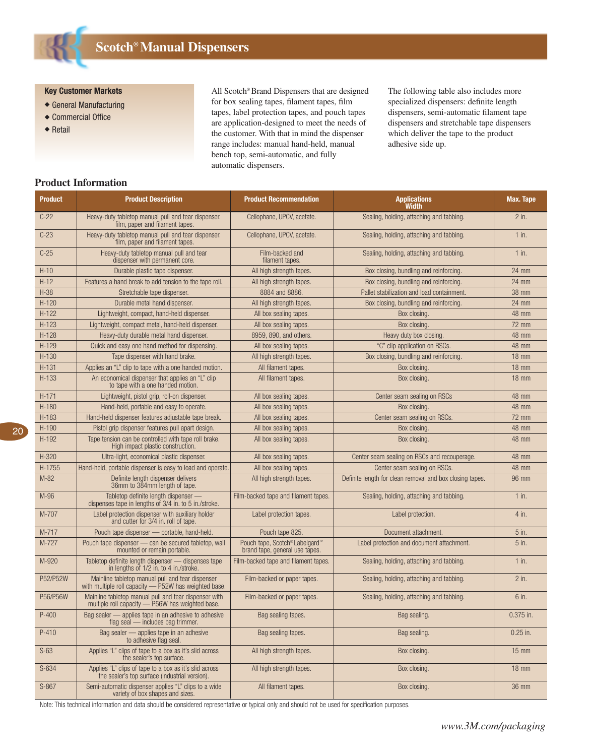# Scotch® Manual Dispensers

**Key Customer Markets**

- General Manufacturing
- Commercial Office
- Retail

All Scotch® Brand Dispensers that are designed for box sealing tapes, filament tapes, film tapes, label protection tapes, and pouch tapes are application-designed to meet the needs of the customer. With that in mind the dispenser range includes: manual hand-held, manual bench top, semi-automatic, and fully automatic dispensers.

The following table also includes more specialized dispensers: definite length dispensers, semi-automatic filament tape dispensers and stretchable tape dispensers which deliver the tape to the product adhesive side up.

## Product Information

| Product | Product Description | Product Recommendation | Applications | Max. Tape Width |
|---|---|---|---|---|
| C-22 | Heavy-duty tabletop manual pull and tear dispenser. film, paper and filament tapes. | Cellophane, UPCV, acetate. | Sealing, holding, attaching and tabbing. | 2 in. |
| C-23 | Heavy-duty tabletop manual pull and tear dispenser. film, paper and filament tapes. | Cellophane, UPCV, acetate. | Sealing, holding, attaching and tabbing. | 1 in. |
| C-25 | Heavy-duty tabletop manual pull and tear dispenser with permanent core. | Film-backed and filament tapes. | Sealing, holding, attaching and tabbing. | 1 in. |
| H-10 | Durable plastic tape dispenser. | All high strength tapes. | Box closing, bundling and reinforcing. | 24 mm |
| H-12 | Features a hand break to add tension to the tape roll. | All high strength tapes. | Box closing, bundling and reinforcing. | 24 mm |
| H-38 | Stretchable tape dispenser. | 8884 and 8886. | Pallet stabilization and load containment. | 38 mm |
| H-120 | Durable metal hand dispenser. | All high strength tapes. | Box closing, bundling and reinforcing. | 24 mm |
| H-122 | Lightweight, compact, hand-held dispenser. | All box sealing tapes. | Box closing. | 48 mm |
| H-123 | Lightweight, compact metal, hand-held dispenser. | All box sealing tapes. | Box closing. | 72 mm |
| H-128 | Heavy-duty durable metal hand dispenser. | 8959, 890, and others. | Heavy duty box closing. | 48 mm |
| H-129 | Quick and easy one hand method for dispensing. | All box sealing tapes. | "C" clip application on RSCs. | 48 mm |
| H-130 | Tape dispenser with hand brake. | All high strength tapes. | Box closing, bundling and reinforcing. | 18 mm |
| H-131 | Applies an "L" clip to tape with a one handed motion. | All filament tapes. | Box closing. | 18 mm |
| H-133 | An economical dispenser that applies an "L" clip to tape with a one handed motion. | All filament tapes. | Box closing. | 18 mm |
| H-171 | Lightweight, pistol grip, roll-on dispenser. | All box sealing tapes. | Center seam sealing on RSCs | 48 mm |
| H-180 | Hand-held, portable and easy to operate. | All box sealing tapes. | Box closing. | 48 mm |
| H-183 | Hand-held dispenser features adjustable tape break. | All box sealing tapes. | Center seam sealing on RSCs. | 72 mm |
| H-190 | Pistol grip dispenser features pull apart design. | All box sealing tapes. | Box closing. | 48 mm |
| H-192 | Tape tension can be controlled with tape roll brake. High impact plastic construction. | All box sealing tapes. | Box closing. | 48 mm |
| H-320 | Ultra-light, economical plastic dispenser. | All box sealing tapes. | Center seam sealing on RSCs and recouperage. | 48 mm |
| H-1755 | Hand-held, portable dispenser is easy to load and operate. | All box sealing tapes. | Center seam sealing on RSCs. | 48 mm |
| M-82 | Definite length dispenser delivers 36mm to 384mm length of tape. | All high strength tapes. | Definite length for clean removal and box closing tapes. | 96 mm |
| M-96 | Tabletop definite length dispenser — dispenses tape in lengths of 3/4 in. to 5 in./stroke. | Film-backed tape and filament tapes. | Sealing, holding, attaching and tabbing. | 1 in. |
| M-707 | Label protection dispenser with auxiliary holder and cutter for 3/4 in. roll of tape. | Label protection tapes. | Label protection. | 4 in. |
| M-717 | Pouch tape dispenser — portable, hand-held. | Pouch tape 825. | Document attachment. | 5 in. |
| M-727 | Pouch tape dispenser — can be secured tabletop, wall mounted or remain portable. | Pouch tape, Scotch® Labelgard™ brand tape, general use tapes. | Label protection and document attachment. | 5 in. |
| M-920 | Tabletop definite length dispenser — dispenses tape in lengths of 1/2 in. to 4 in./stroke. | Film-backed tape and filament tapes. | Sealing, holding, attaching and tabbing. | 1 in. |
| P52/P52W | Mainline tabletop manual pull and tear dispenser with multiple roll capacity — P52W has weighted base. | Film-backed or paper tapes. | Sealing, holding, attaching and tabbing. | 2 in. |
| P56/P56W | Mainline tabletop manual pull and tear dispenser with multiple roll capacity — P56W has weighted base. | Film-backed or paper tapes. | Sealing, holding, attaching and tabbing. | 6 in. |
| P-400 | Bag sealer — applies tape in an adhesive to adhesive flag seal — includes bag trimmer. | Bag sealing tapes. | Bag sealing. | 0.375 in. |
| P-410 | Bag sealer — applies tape in an adhesive to adhesive flag seal. | Bag sealing tapes. | Bag sealing. | 0.25 in. |
| S-63 | Applies "L" clips of tape to a box as it's slid across the sealer's top surface. | All high strength tapes. | Box closing. | 15 mm |
| S-634 | Applies "L" clips of tape to a box as it's slid across the sealer's top surface (industrial version). | All high strength tapes. | Box closing. | 18 mm |
| S-867 | Semi-automatic dispenser applies "L" clips to a wide variety of box shapes and sizes. | All filament tapes. | Box closing. | 36 mm |

Note: This technical information and data should be considered representative or typical only and should not be used for specification purposes.

*www.3M.com/packaging*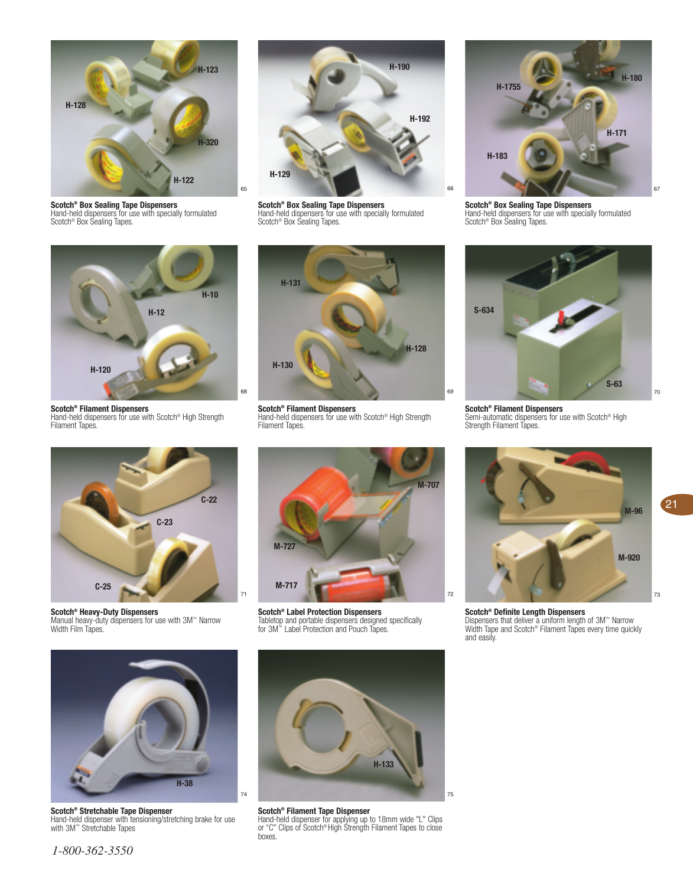H-128
H-123
H-320
H-122

**Scotch® Box Sealing Tape Dispensers**
Hand-held dispensers for use with specially formulated Scotch® Box Sealing Tapes.

H-190
H-192
H-129

**Scotch® Box Sealing Tape Dispensers**
Hand-held dispensers for use with specially formulated Scotch® Box Sealing Tapes.

H-1755
H-180
H-171
H-183

**Scotch® Box Sealing Tape Dispensers**
Hand-held dispensers for use with specially formulated Scotch® Box Sealing Tapes.

H-10
H-12
H-120

**Scotch® Filament Dispensers**
Hand-held dispensers for use with Scotch® High Strength Filament Tapes.

H-131
H-128
H-130

**Scotch® Filament Dispensers**
Hand-held dispensers for use with Scotch® High Strength Filament Tapes.

S-634
S-63

**Scotch® Filament Dispensers**
Semi-automatic dispensers for use with Scotch® High Strength Filament Tapes.

C-22
C-23
C-25

**Scotch® Heavy-Duty Dispensers**
Manual heavy-duty dispensers for use with 3M™ Narrow Width Film Tapes.

M-707
M-727
M-717

**Scotch® Label Protection Dispensers**
Tabletop and portable dispensers designed specifically for 3M™ Label Protection and Pouch Tapes.

M-96
M-920

**Scotch® Definite Length Dispensers**
Dispensers that deliver a uniform length of 3M™ Narrow Width Tape and Scotch® Filament Tapes every time quickly and easily.

H-38

**Scotch® Stretchable Tape Dispenser**
Hand-held dispenser with tensioning/stretching brake for use with 3M™ Stretchable Tapes

H-133

**Scotch® Filament Tape Dispenser**
Hand-held dispenser for applying up to 18mm wide "L" Clips or "C" Clips of Scotch® High Strength Filament Tapes to close boxes.

*1-800-362-3550*